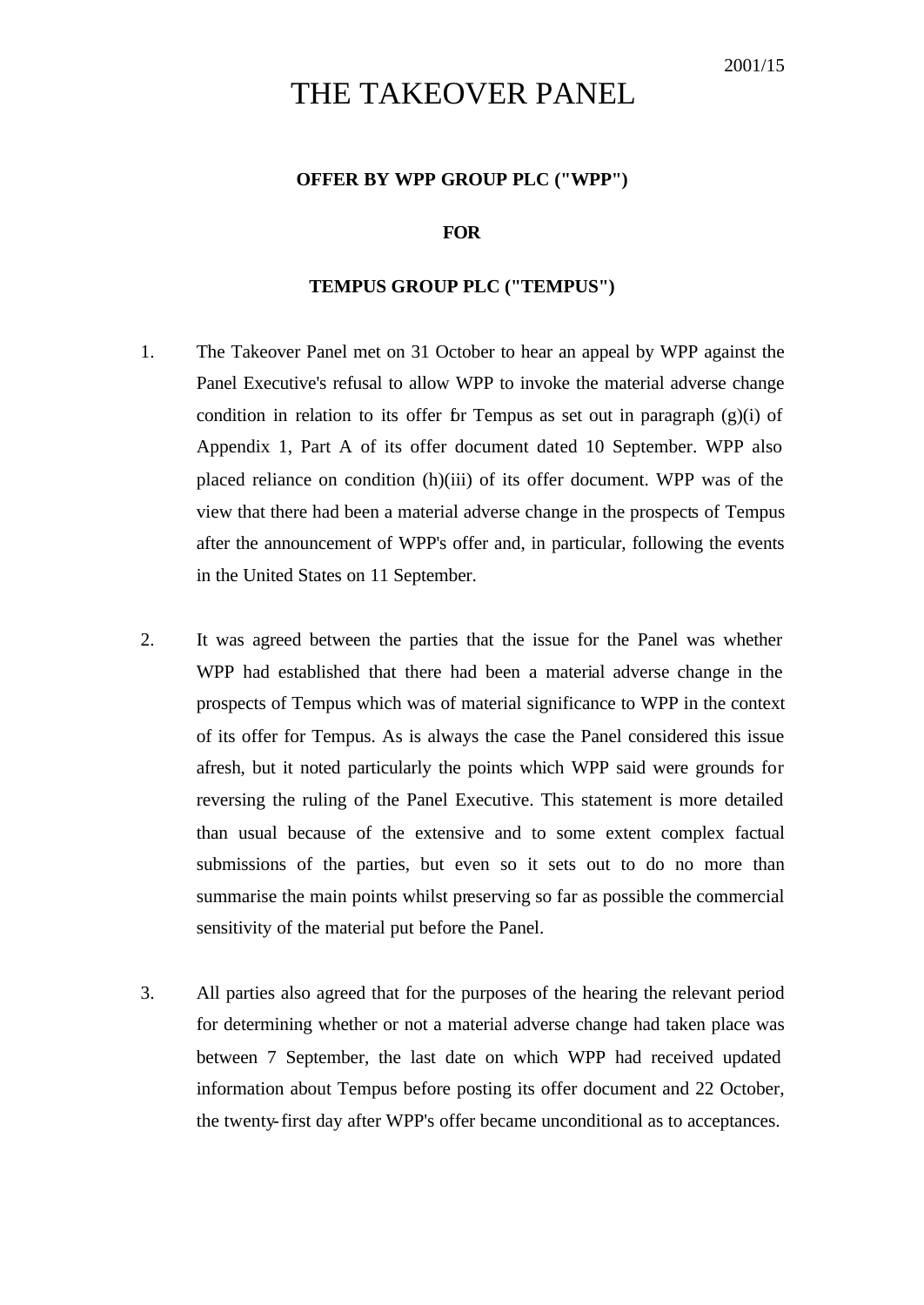2001/15

# THE TAKEOVER PANEL

**OFFER BY WPP GROUP PLC ("WPP")**

**FOR**

**TEMPUS GROUP PLC ("TEMPUS")**

1. The Takeover Panel met on 31 October to hear an appeal by WPP against the Panel Executive's refusal to allow WPP to invoke the material adverse change condition in relation to its offer for Tempus as set out in paragraph (g)(i) of Appendix 1, Part A of its offer document dated 10 September. WPP also placed reliance on condition (h)(iii) of its offer document. WPP was of the view that there had been a material adverse change in the prospects of Tempus after the announcement of WPP's offer and, in particular, following the events in the United States on 11 September.

2. It was agreed between the parties that the issue for the Panel was whether WPP had established that there had been a material adverse change in the prospects of Tempus which was of material significance to WPP in the context of its offer for Tempus. As is always the case the Panel considered this issue afresh, but it noted particularly the points which WPP said were grounds for reversing the ruling of the Panel Executive. This statement is more detailed than usual because of the extensive and to some extent complex factual submissions of the parties, but even so it sets out to do no more than summarise the main points whilst preserving so far as possible the commercial sensitivity of the material put before the Panel.

3. All parties also agreed that for the purposes of the hearing the relevant period for determining whether or not a material adverse change had taken place was between 7 September, the last date on which WPP had received updated information about Tempus before posting its offer document and 22 October, the twenty-first day after WPP's offer became unconditional as to acceptances.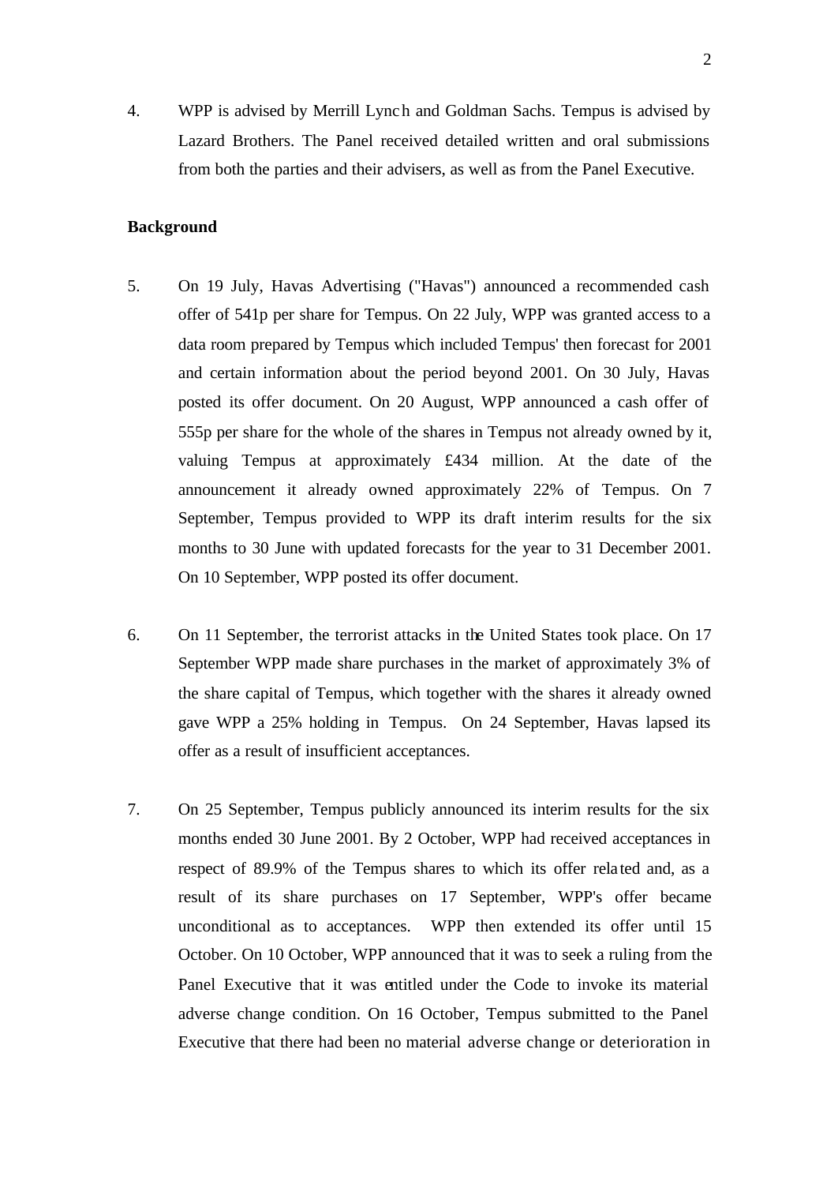4. WPP is advised by Merrill Lynch and Goldman Sachs. Tempus is advised by Lazard Brothers. The Panel received detailed written and oral submissions from both the parties and their advisers, as well as from the Panel Executive.

**Background**

5. On 19 July, Havas Advertising ("Havas") announced a recommended cash offer of 541p per share for Tempus. On 22 July, WPP was granted access to a data room prepared by Tempus which included Tempus' then forecast for 2001 and certain information about the period beyond 2001. On 30 July, Havas posted its offer document. On 20 August, WPP announced a cash offer of 555p per share for the whole of the shares in Tempus not already owned by it, valuing Tempus at approximately £434 million. At the date of the announcement it already owned approximately 22% of Tempus. On 7 September, Tempus provided to WPP its draft interim results for the six months to 30 June with updated forecasts for the year to 31 December 2001. On 10 September, WPP posted its offer document.

6. On 11 September, the terrorist attacks in the United States took place. On 17 September WPP made share purchases in the market of approximately 3% of the share capital of Tempus, which together with the shares it already owned gave WPP a 25% holding in Tempus. On 24 September, Havas lapsed its offer as a result of insufficient acceptances.

7. On 25 September, Tempus publicly announced its interim results for the six months ended 30 June 2001. By 2 October, WPP had received acceptances in respect of 89.9% of the Tempus shares to which its offer related and, as a result of its share purchases on 17 September, WPP's offer became unconditional as to acceptances. WPP then extended its offer until 15 October. On 10 October, WPP announced that it was to seek a ruling from the Panel Executive that it was entitled under the Code to invoke its material adverse change condition. On 16 October, Tempus submitted to the Panel Executive that there had been no material adverse change or deterioration in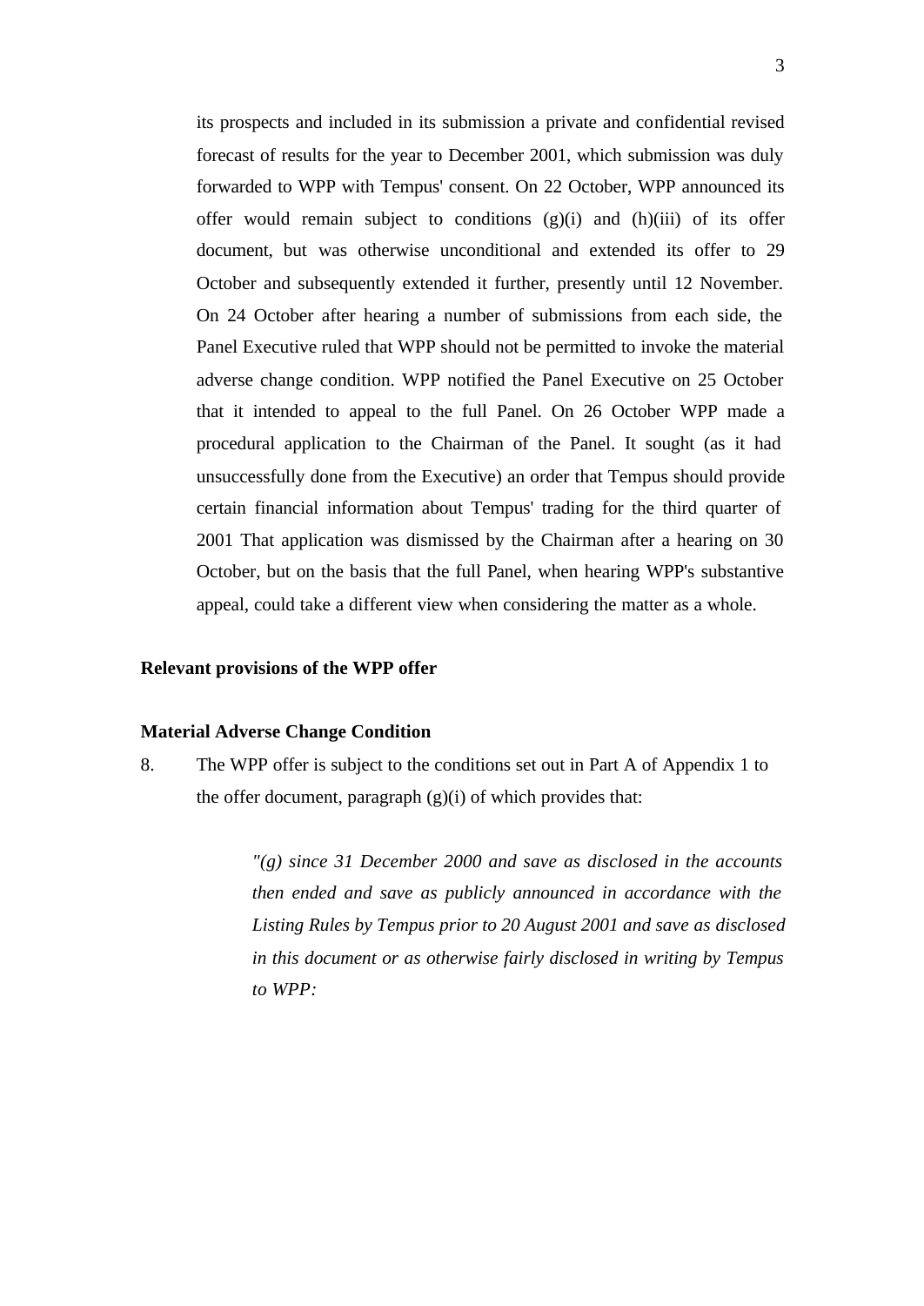its prospects and included in its submission a private and confidential revised forecast of results for the year to December 2001, which submission was duly forwarded to WPP with Tempus' consent. On 22 October, WPP announced its offer would remain subject to conditions (g)(i) and (h)(iii) of its offer document, but was otherwise unconditional and extended its offer to 29 October and subsequently extended it further, presently until 12 November. On 24 October after hearing a number of submissions from each side, the Panel Executive ruled that WPP should not be permitted to invoke the material adverse change condition. WPP notified the Panel Executive on 25 October that it intended to appeal to the full Panel. On 26 October WPP made a procedural application to the Chairman of the Panel. It sought (as it had unsuccessfully done from the Executive) an order that Tempus should provide certain financial information about Tempus' trading for the third quarter of 2001 That application was dismissed by the Chairman after a hearing on 30 October, but on the basis that the full Panel, when hearing WPP's substantive appeal, could take a different view when considering the matter as a whole.

**Relevant provisions of the WPP offer**

**Material Adverse Change Condition**

8. The WPP offer is subject to the conditions set out in Part A of Appendix 1 to the offer document, paragraph (g)(i) of which provides that:

> *"(g) since 31 December 2000 and save as disclosed in the accounts then ended and save as publicly announced in accordance with the Listing Rules by Tempus prior to 20 August 2001 and save as disclosed in this document or as otherwise fairly disclosed in writing by Tempus to WPP:*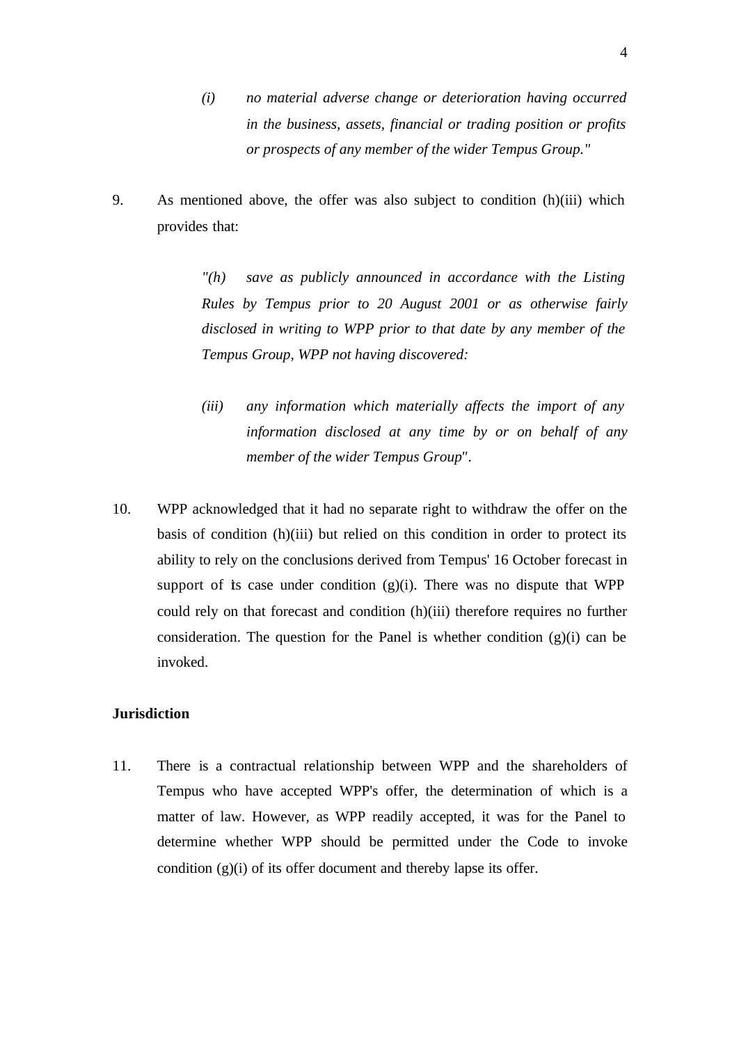> *(i)* *no material adverse change or deterioration having occurred in the business, assets, financial or trading position or profits or prospects of any member of the wider Tempus Group."*

9. As mentioned above, the offer was also subject to condition (h)(iii) which provides that:

> *"(h) save as publicly announced in accordance with the Listing Rules by Tempus prior to 20 August 2001 or as otherwise fairly disclosed in writing to WPP prior to that date by any member of the Tempus Group, WPP not having discovered:*
>
> *(iii)* *any information which materially affects the import of any information disclosed at any time by or on behalf of any member of the wider Tempus Group".*

10. WPP acknowledged that it had no separate right to withdraw the offer on the basis of condition (h)(iii) but relied on this condition in order to protect its ability to rely on the conclusions derived from Tempus' 16 October forecast in support of its case under condition (g)(i). There was no dispute that WPP could rely on that forecast and condition (h)(iii) therefore requires no further consideration. The question for the Panel is whether condition (g)(i) can be invoked.

**Jurisdiction**

11. There is a contractual relationship between WPP and the shareholders of Tempus who have accepted WPP's offer, the determination of which is a matter of law. However, as WPP readily accepted, it was for the Panel to determine whether WPP should be permitted under the Code to invoke condition (g)(i) of its offer document and thereby lapse its offer.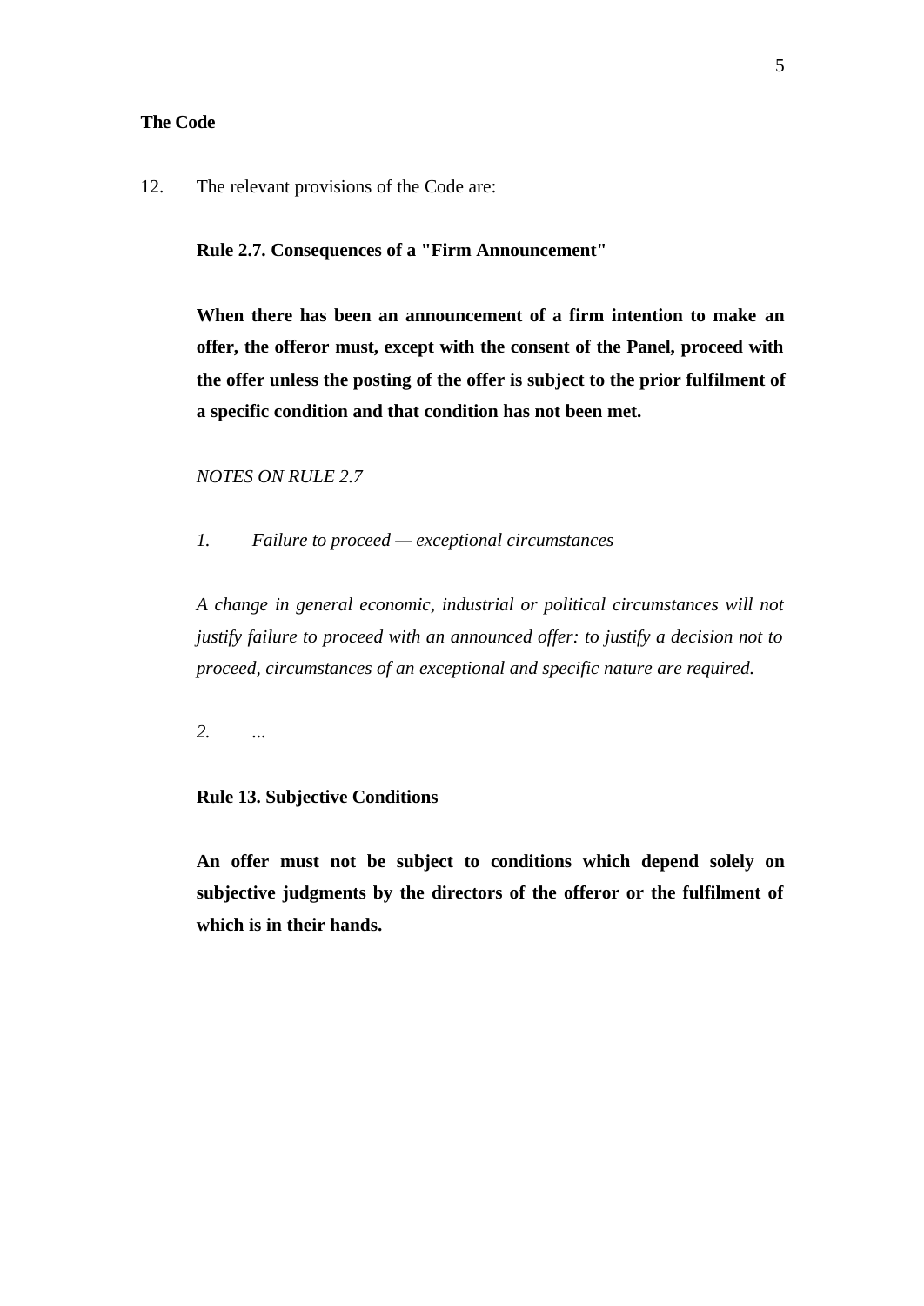**The Code**

12. The relevant provisions of the Code are:

**Rule 2.7. Consequences of a "Firm Announcement"**

**When there has been an announcement of a firm intention to make an offer, the offeror must, except with the consent of the Panel, proceed with the offer unless the posting of the offer is subject to the prior fulfilment of a specific condition and that condition has not been met.**

*NOTES ON RULE 2.7*

*1. Failure to proceed — exceptional circumstances*

*A change in general economic, industrial or political circumstances will not justify failure to proceed with an announced offer: to justify a decision not to proceed, circumstances of an exceptional and specific nature are required.*

*2. ...*

**Rule 13. Subjective Conditions**

**An offer must not be subject to conditions which depend solely on subjective judgments by the directors of the offeror or the fulfilment of which is in their hands.**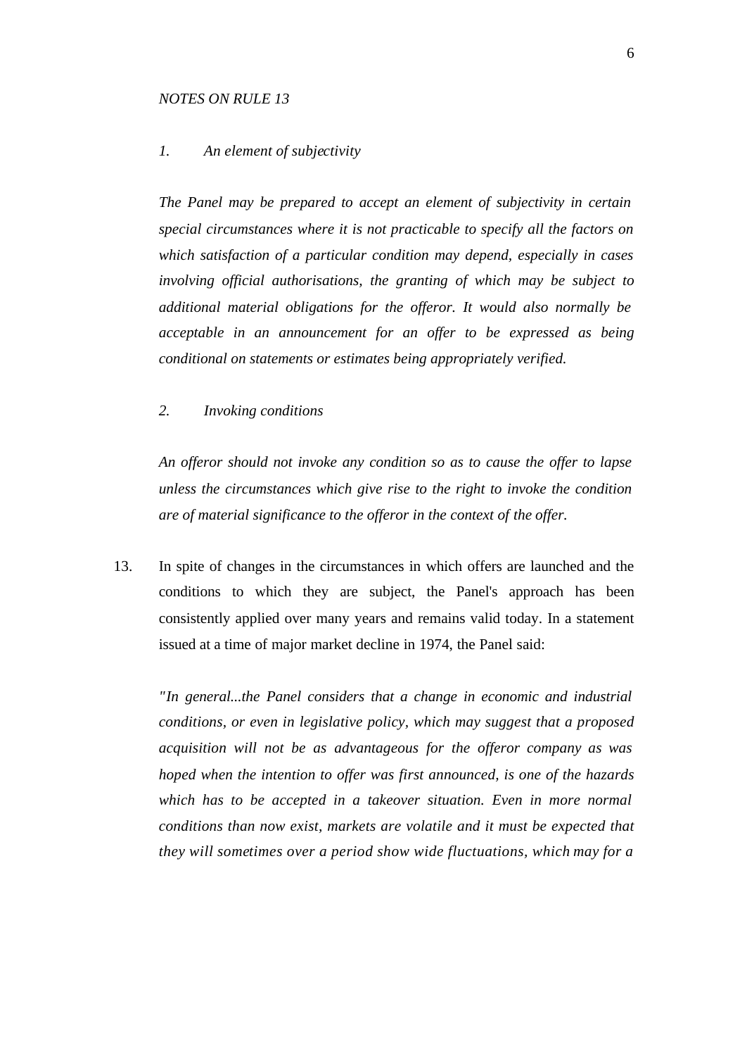*NOTES ON RULE 13*

*1. An element of subjectivity*

*The Panel may be prepared to accept an element of subjectivity in certain special circumstances where it is not practicable to specify all the factors on which satisfaction of a particular condition may depend, especially in cases involving official authorisations, the granting of which may be subject to additional material obligations for the offeror. It would also normally be acceptable in an announcement for an offer to be expressed as being conditional on statements or estimates being appropriately verified.*

*2. Invoking conditions*

*An offeror should not invoke any condition so as to cause the offer to lapse unless the circumstances which give rise to the right to invoke the condition are of material significance to the offeror in the context of the offer.*

13. In spite of changes in the circumstances in which offers are launched and the conditions to which they are subject, the Panel's approach has been consistently applied over many years and remains valid today. In a statement issued at a time of major market decline in 1974, the Panel said:

*"In general...the Panel considers that a change in economic and industrial conditions, or even in legislative policy, which may suggest that a proposed acquisition will not be as advantageous for the offeror company as was hoped when the intention to offer was first announced, is one of the hazards which has to be accepted in a takeover situation. Even in more normal conditions than now exist, markets are volatile and it must be expected that they will sometimes over a period show wide fluctuations, which may for a*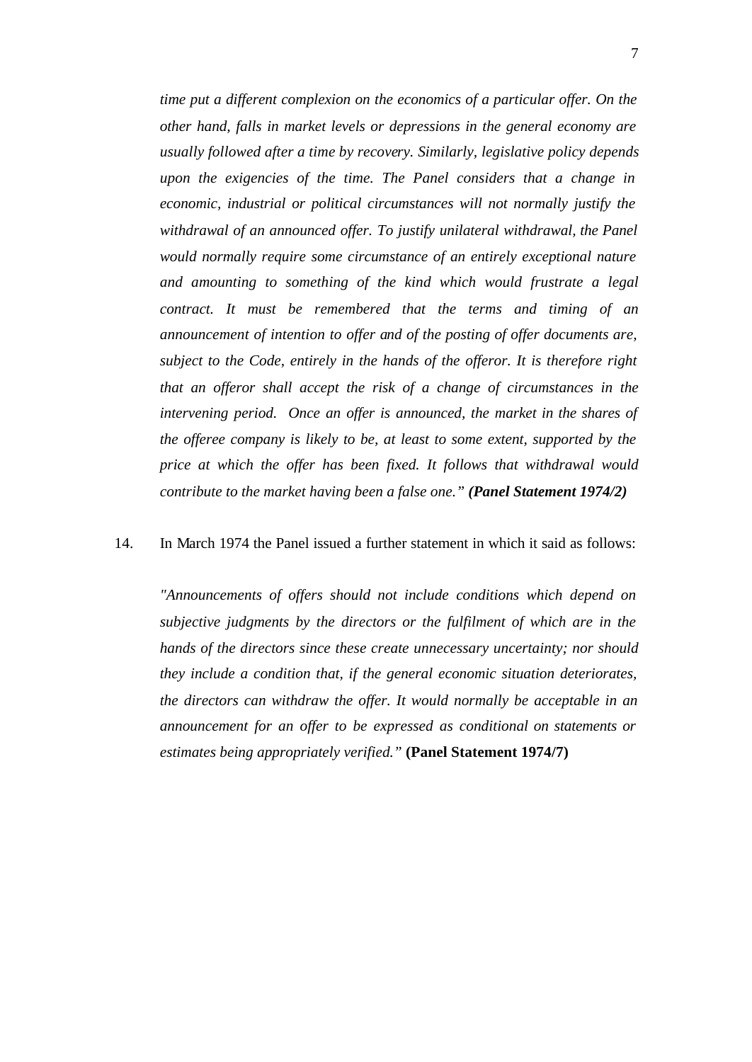*time put a different complexion on the economics of a particular offer. On the other hand, falls in market levels or depressions in the general economy are usually followed after a time by recovery. Similarly, legislative policy depends upon the exigencies of the time. The Panel considers that a change in economic, industrial or political circumstances will not normally justify the withdrawal of an announced offer. To justify unilateral withdrawal, the Panel would normally require some circumstance of an entirely exceptional nature and amounting to something of the kind which would frustrate a legal contract. It must be remembered that the terms and timing of an announcement of intention to offer and of the posting of offer documents are, subject to the Code, entirely in the hands of the offeror. It is therefore right that an offeror shall accept the risk of a change of circumstances in the intervening period. Once an offer is announced, the market in the shares of the offeree company is likely to be, at least to some extent, supported by the price at which the offer has been fixed. It follows that withdrawal would contribute to the market having been a false one."* ***(Panel Statement 1974/2)***

14. In March 1974 the Panel issued a further statement in which it said as follows:

*"Announcements of offers should not include conditions which depend on subjective judgments by the directors or the fulfilment of which are in the hands of the directors since these create unnecessary uncertainty; nor should they include a condition that, if the general economic situation deteriorates, the directors can withdraw the offer. It would normally be acceptable in an announcement for an offer to be expressed as conditional on statements or estimates being appropriately verified."* **(Panel Statement 1974/7)**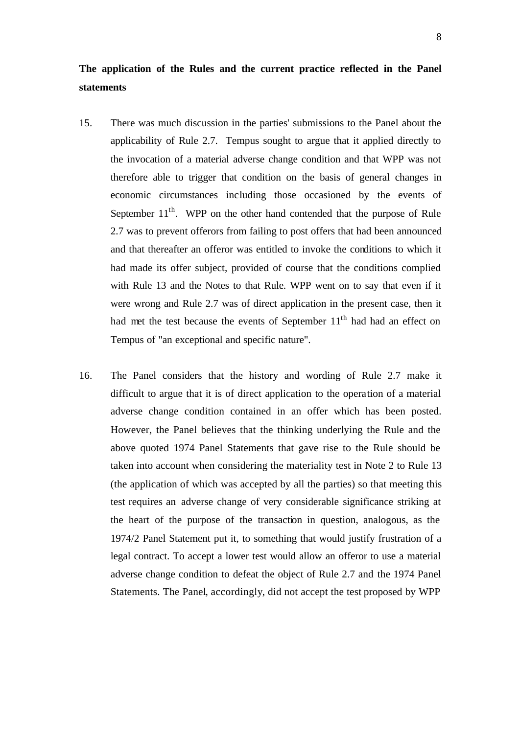**The application of the Rules and the current practice reflected in the Panel statements**

15. There was much discussion in the parties' submissions to the Panel about the applicability of Rule 2.7. Tempus sought to argue that it applied directly to the invocation of a material adverse change condition and that WPP was not therefore able to trigger that condition on the basis of general changes in economic circumstances including those occasioned by the events of September 11th. WPP on the other hand contended that the purpose of Rule 2.7 was to prevent offerors from failing to post offers that had been announced and that thereafter an offeror was entitled to invoke the conditions to which it had made its offer subject, provided of course that the conditions complied with Rule 13 and the Notes to that Rule. WPP went on to say that even if it were wrong and Rule 2.7 was of direct application in the present case, then it had met the test because the events of September 11th had had an effect on Tempus of "an exceptional and specific nature".

16. The Panel considers that the history and wording of Rule 2.7 make it difficult to argue that it is of direct application to the operation of a material adverse change condition contained in an offer which has been posted. However, the Panel believes that the thinking underlying the Rule and the above quoted 1974 Panel Statements that gave rise to the Rule should be taken into account when considering the materiality test in Note 2 to Rule 13 (the application of which was accepted by all the parties) so that meeting this test requires an adverse change of very considerable significance striking at the heart of the purpose of the transaction in question, analogous, as the 1974/2 Panel Statement put it, to something that would justify frustration of a legal contract. To accept a lower test would allow an offeror to use a material adverse change condition to defeat the object of Rule 2.7 and the 1974 Panel Statements. The Panel, accordingly, did not accept the test proposed by WPP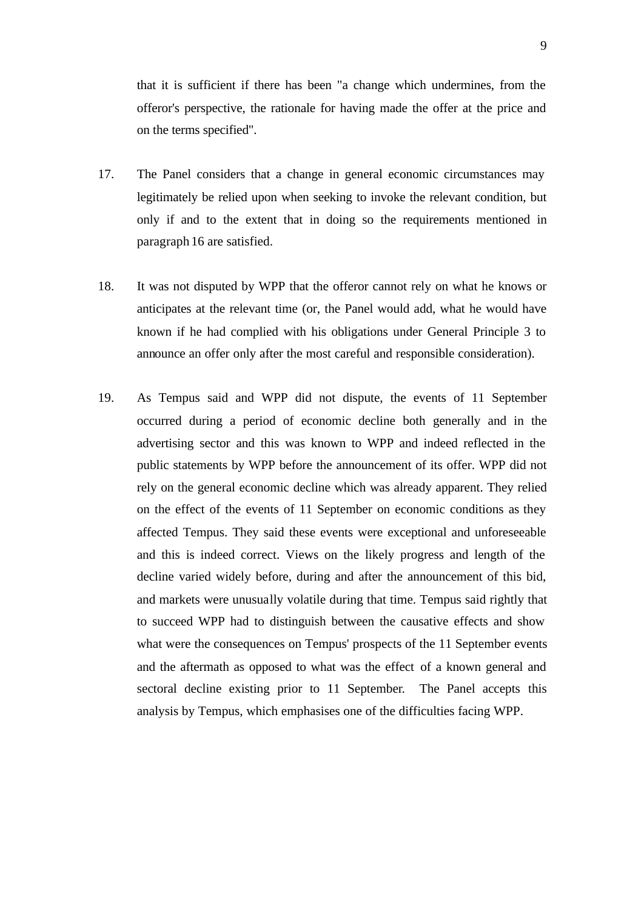that it is sufficient if there has been "a change which undermines, from the offeror's perspective, the rationale for having made the offer at the price and on the terms specified".

17. The Panel considers that a change in general economic circumstances may legitimately be relied upon when seeking to invoke the relevant condition, but only if and to the extent that in doing so the requirements mentioned in paragraph 16 are satisfied.

18. It was not disputed by WPP that the offeror cannot rely on what he knows or anticipates at the relevant time (or, the Panel would add, what he would have known if he had complied with his obligations under General Principle 3 to announce an offer only after the most careful and responsible consideration).

19. As Tempus said and WPP did not dispute, the events of 11 September occurred during a period of economic decline both generally and in the advertising sector and this was known to WPP and indeed reflected in the public statements by WPP before the announcement of its offer. WPP did not rely on the general economic decline which was already apparent. They relied on the effect of the events of 11 September on economic conditions as they affected Tempus. They said these events were exceptional and unforeseeable and this is indeed correct. Views on the likely progress and length of the decline varied widely before, during and after the announcement of this bid, and markets were unusually volatile during that time. Tempus said rightly that to succeed WPP had to distinguish between the causative effects and show what were the consequences on Tempus' prospects of the 11 September events and the aftermath as opposed to what was the effect of a known general and sectoral decline existing prior to 11 September. The Panel accepts this analysis by Tempus, which emphasises one of the difficulties facing WPP.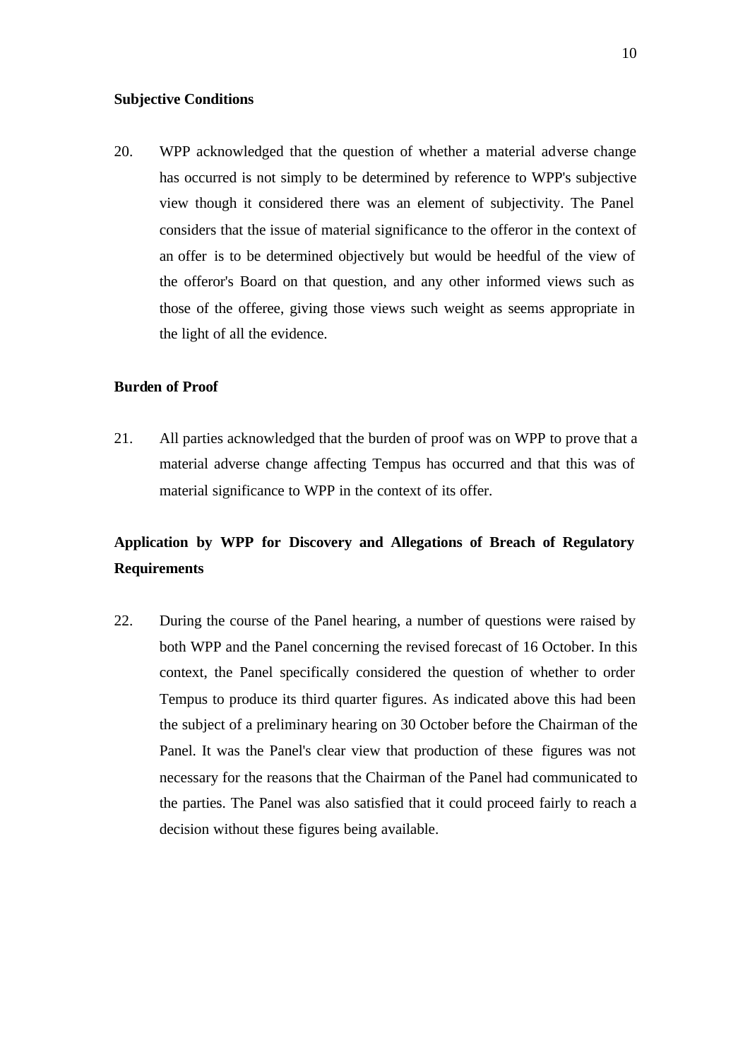**Subjective Conditions**

20. WPP acknowledged that the question of whether a material adverse change has occurred is not simply to be determined by reference to WPP's subjective view though it considered there was an element of subjectivity. The Panel considers that the issue of material significance to the offeror in the context of an offer is to be determined objectively but would be heedful of the view of the offeror's Board on that question, and any other informed views such as those of the offeree, giving those views such weight as seems appropriate in the light of all the evidence.

**Burden of Proof**

21. All parties acknowledged that the burden of proof was on WPP to prove that a material adverse change affecting Tempus has occurred and that this was of material significance to WPP in the context of its offer.

**Application by WPP for Discovery and Allegations of Breach of Regulatory Requirements**

22. During the course of the Panel hearing, a number of questions were raised by both WPP and the Panel concerning the revised forecast of 16 October. In this context, the Panel specifically considered the question of whether to order Tempus to produce its third quarter figures. As indicated above this had been the subject of a preliminary hearing on 30 October before the Chairman of the Panel. It was the Panel's clear view that production of these figures was not necessary for the reasons that the Chairman of the Panel had communicated to the parties. The Panel was also satisfied that it could proceed fairly to reach a decision without these figures being available.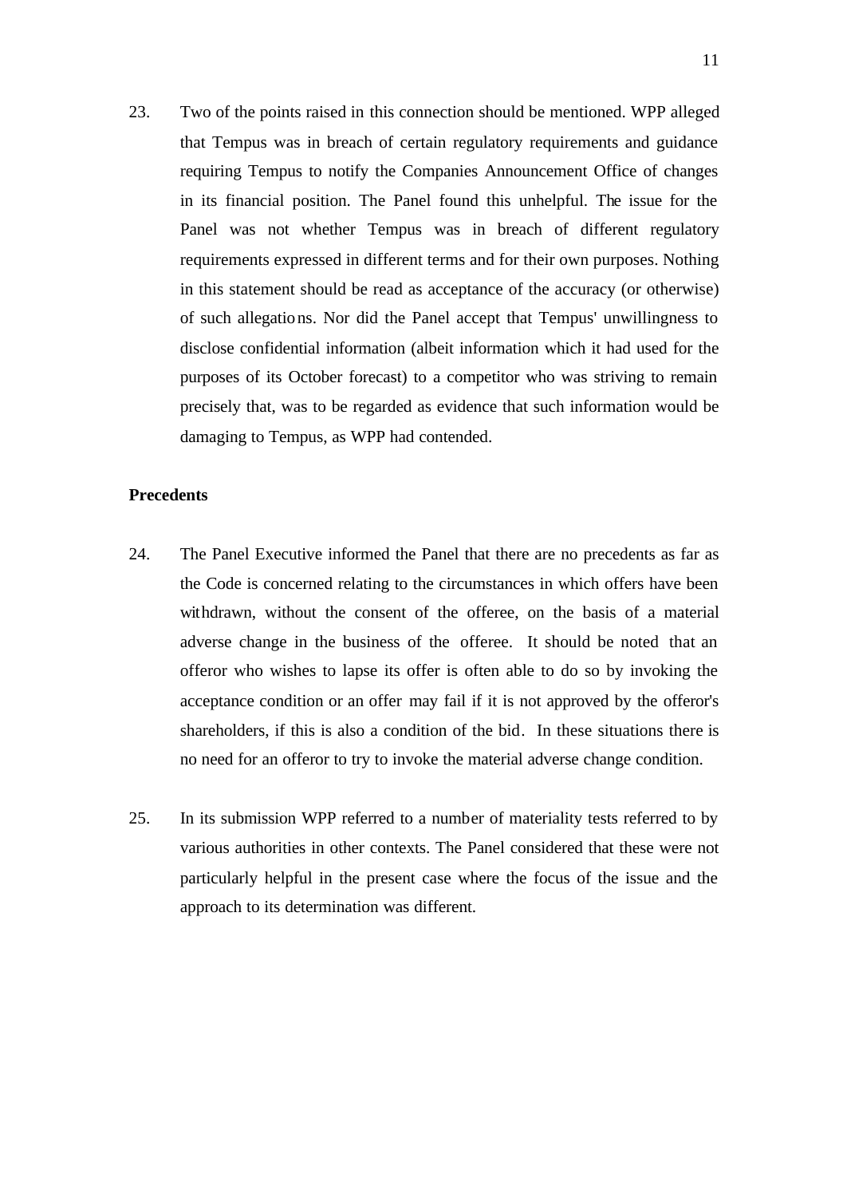23. Two of the points raised in this connection should be mentioned. WPP alleged that Tempus was in breach of certain regulatory requirements and guidance requiring Tempus to notify the Companies Announcement Office of changes in its financial position. The Panel found this unhelpful. The issue for the Panel was not whether Tempus was in breach of different regulatory requirements expressed in different terms and for their own purposes. Nothing in this statement should be read as acceptance of the accuracy (or otherwise) of such allegations. Nor did the Panel accept that Tempus' unwillingness to disclose confidential information (albeit information which it had used for the purposes of its October forecast) to a competitor who was striving to remain precisely that, was to be regarded as evidence that such information would be damaging to Tempus, as WPP had contended.

**Precedents**

24. The Panel Executive informed the Panel that there are no precedents as far as the Code is concerned relating to the circumstances in which offers have been withdrawn, without the consent of the offeree, on the basis of a material adverse change in the business of the offeree. It should be noted that an offeror who wishes to lapse its offer is often able to do so by invoking the acceptance condition or an offer may fail if it is not approved by the offeror's shareholders, if this is also a condition of the bid. In these situations there is no need for an offeror to try to invoke the material adverse change condition.

25. In its submission WPP referred to a number of materiality tests referred to by various authorities in other contexts. The Panel considered that these were not particularly helpful in the present case where the focus of the issue and the approach to its determination was different.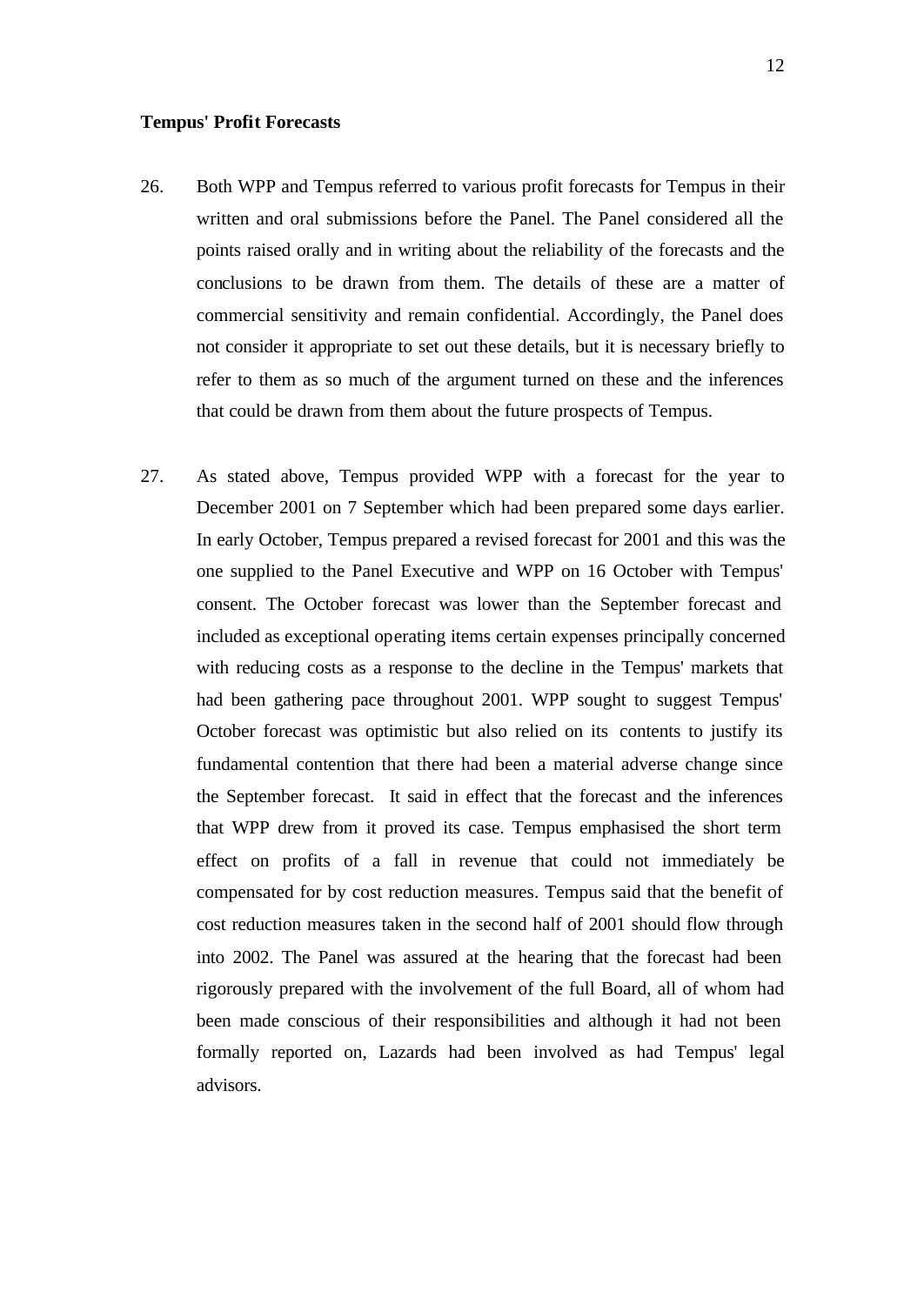**Tempus' Profit Forecasts**

26. Both WPP and Tempus referred to various profit forecasts for Tempus in their written and oral submissions before the Panel. The Panel considered all the points raised orally and in writing about the reliability of the forecasts and the conclusions to be drawn from them. The details of these are a matter of commercial sensitivity and remain confidential. Accordingly, the Panel does not consider it appropriate to set out these details, but it is necessary briefly to refer to them as so much of the argument turned on these and the inferences that could be drawn from them about the future prospects of Tempus.

27. As stated above, Tempus provided WPP with a forecast for the year to December 2001 on 7 September which had been prepared some days earlier. In early October, Tempus prepared a revised forecast for 2001 and this was the one supplied to the Panel Executive and WPP on 16 October with Tempus' consent. The October forecast was lower than the September forecast and included as exceptional operating items certain expenses principally concerned with reducing costs as a response to the decline in the Tempus' markets that had been gathering pace throughout 2001. WPP sought to suggest Tempus' October forecast was optimistic but also relied on its contents to justify its fundamental contention that there had been a material adverse change since the September forecast. It said in effect that the forecast and the inferences that WPP drew from it proved its case. Tempus emphasised the short term effect on profits of a fall in revenue that could not immediately be compensated for by cost reduction measures. Tempus said that the benefit of cost reduction measures taken in the second half of 2001 should flow through into 2002. The Panel was assured at the hearing that the forecast had been rigorously prepared with the involvement of the full Board, all of whom had been made conscious of their responsibilities and although it had not been formally reported on, Lazards had been involved as had Tempus' legal advisors.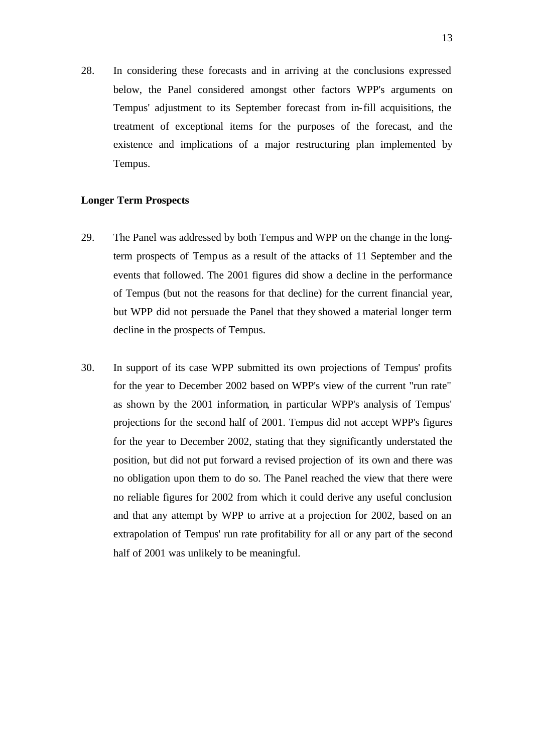28. In considering these forecasts and in arriving at the conclusions expressed below, the Panel considered amongst other factors WPP's arguments on Tempus' adjustment to its September forecast from in-fill acquisitions, the treatment of exceptional items for the purposes of the forecast, and the existence and implications of a major restructuring plan implemented by Tempus.

**Longer Term Prospects**

29. The Panel was addressed by both Tempus and WPP on the change in the long-term prospects of Tempus as a result of the attacks of 11 September and the events that followed. The 2001 figures did show a decline in the performance of Tempus (but not the reasons for that decline) for the current financial year, but WPP did not persuade the Panel that they showed a material longer term decline in the prospects of Tempus.

30. In support of its case WPP submitted its own projections of Tempus' profits for the year to December 2002 based on WPP's view of the current "run rate" as shown by the 2001 information, in particular WPP's analysis of Tempus' projections for the second half of 2001. Tempus did not accept WPP's figures for the year to December 2002, stating that they significantly understated the position, but did not put forward a revised projection of its own and there was no obligation upon them to do so. The Panel reached the view that there were no reliable figures for 2002 from which it could derive any useful conclusion and that any attempt by WPP to arrive at a projection for 2002, based on an extrapolation of Tempus' run rate profitability for all or any part of the second half of 2001 was unlikely to be meaningful.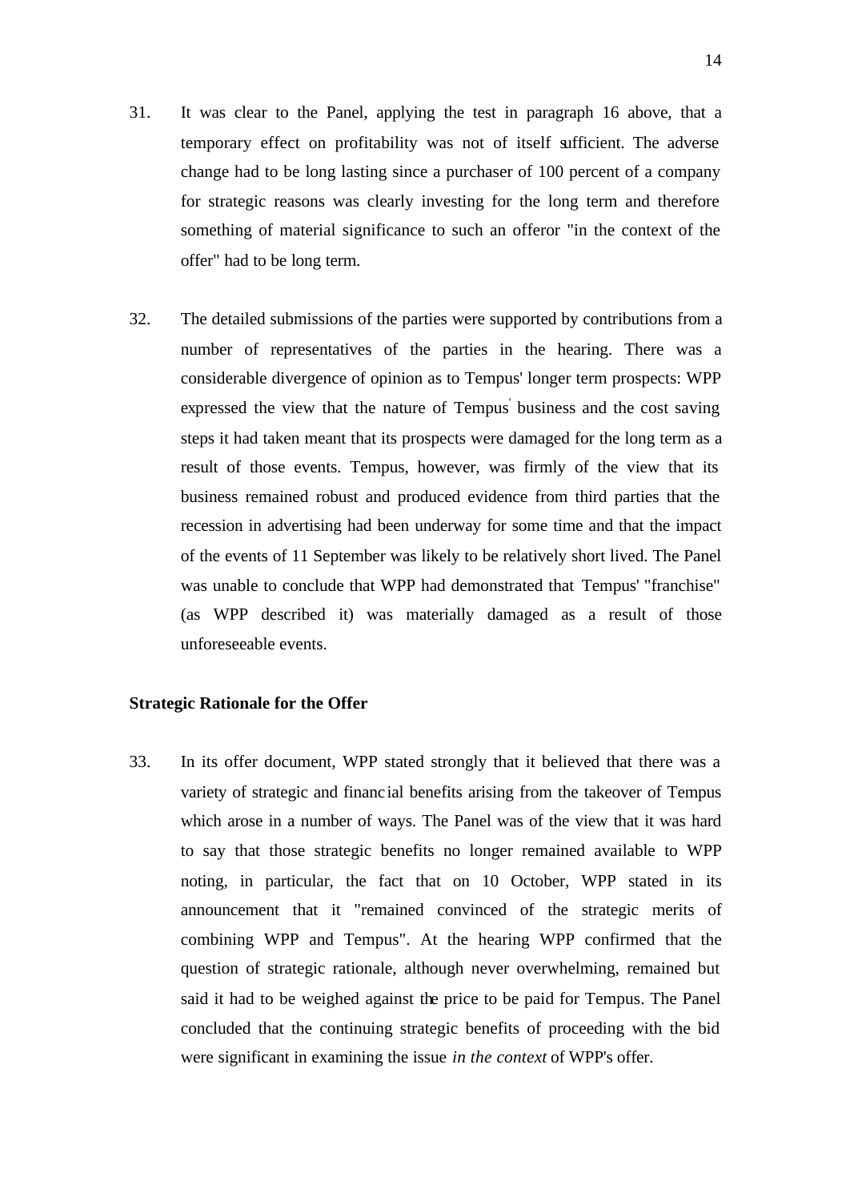31. It was clear to the Panel, applying the test in paragraph 16 above, that a temporary effect on profitability was not of itself sufficient. The adverse change had to be long lasting since a purchaser of 100 percent of a company for strategic reasons was clearly investing for the long term and therefore something of material significance to such an offeror "in the context of the offer" had to be long term.

32. The detailed submissions of the parties were supported by contributions from a number of representatives of the parties in the hearing. There was a considerable divergence of opinion as to Tempus' longer term prospects: WPP expressed the view that the nature of Tempus' business and the cost saving steps it had taken meant that its prospects were damaged for the long term as a result of those events. Tempus, however, was firmly of the view that its business remained robust and produced evidence from third parties that the recession in advertising had been underway for some time and that the impact of the events of 11 September was likely to be relatively short lived. The Panel was unable to conclude that WPP had demonstrated that Tempus' "franchise" (as WPP described it) was materially damaged as a result of those unforeseeable events.

**Strategic Rationale for the Offer**

33. In its offer document, WPP stated strongly that it believed that there was a variety of strategic and financial benefits arising from the takeover of Tempus which arose in a number of ways. The Panel was of the view that it was hard to say that those strategic benefits no longer remained available to WPP noting, in particular, the fact that on 10 October, WPP stated in its announcement that it "remained convinced of the strategic merits of combining WPP and Tempus". At the hearing WPP confirmed that the question of strategic rationale, although never overwhelming, remained but said it had to be weighed against the price to be paid for Tempus. The Panel concluded that the continuing strategic benefits of proceeding with the bid were significant in examining the issue *in the context* of WPP's offer.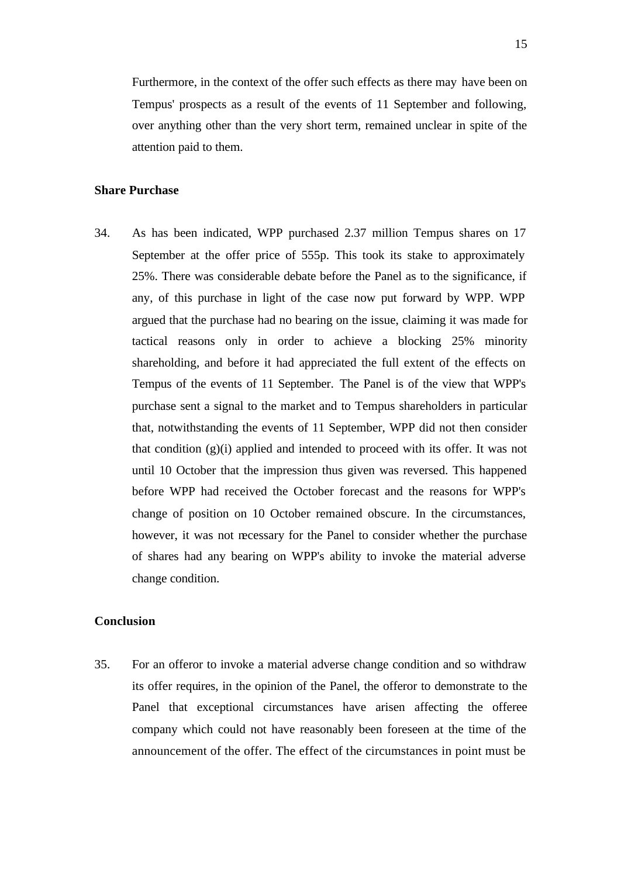Furthermore, in the context of the offer such effects as there may have been on Tempus' prospects as a result of the events of 11 September and following, over anything other than the very short term, remained unclear in spite of the attention paid to them.

**Share Purchase**

34. As has been indicated, WPP purchased 2.37 million Tempus shares on 17 September at the offer price of 555p. This took its stake to approximately 25%. There was considerable debate before the Panel as to the significance, if any, of this purchase in light of the case now put forward by WPP. WPP argued that the purchase had no bearing on the issue, claiming it was made for tactical reasons only in order to achieve a blocking 25% minority shareholding, and before it had appreciated the full extent of the effects on Tempus of the events of 11 September. The Panel is of the view that WPP's purchase sent a signal to the market and to Tempus shareholders in particular that, notwithstanding the events of 11 September, WPP did not then consider that condition (g)(i) applied and intended to proceed with its offer. It was not until 10 October that the impression thus given was reversed. This happened before WPP had received the October forecast and the reasons for WPP's change of position on 10 October remained obscure. In the circumstances, however, it was not necessary for the Panel to consider whether the purchase of shares had any bearing on WPP's ability to invoke the material adverse change condition.

**Conclusion**

35. For an offeror to invoke a material adverse change condition and so withdraw its offer requires, in the opinion of the Panel, the offeror to demonstrate to the Panel that exceptional circumstances have arisen affecting the offeree company which could not have reasonably been foreseen at the time of the announcement of the offer. The effect of the circumstances in point must be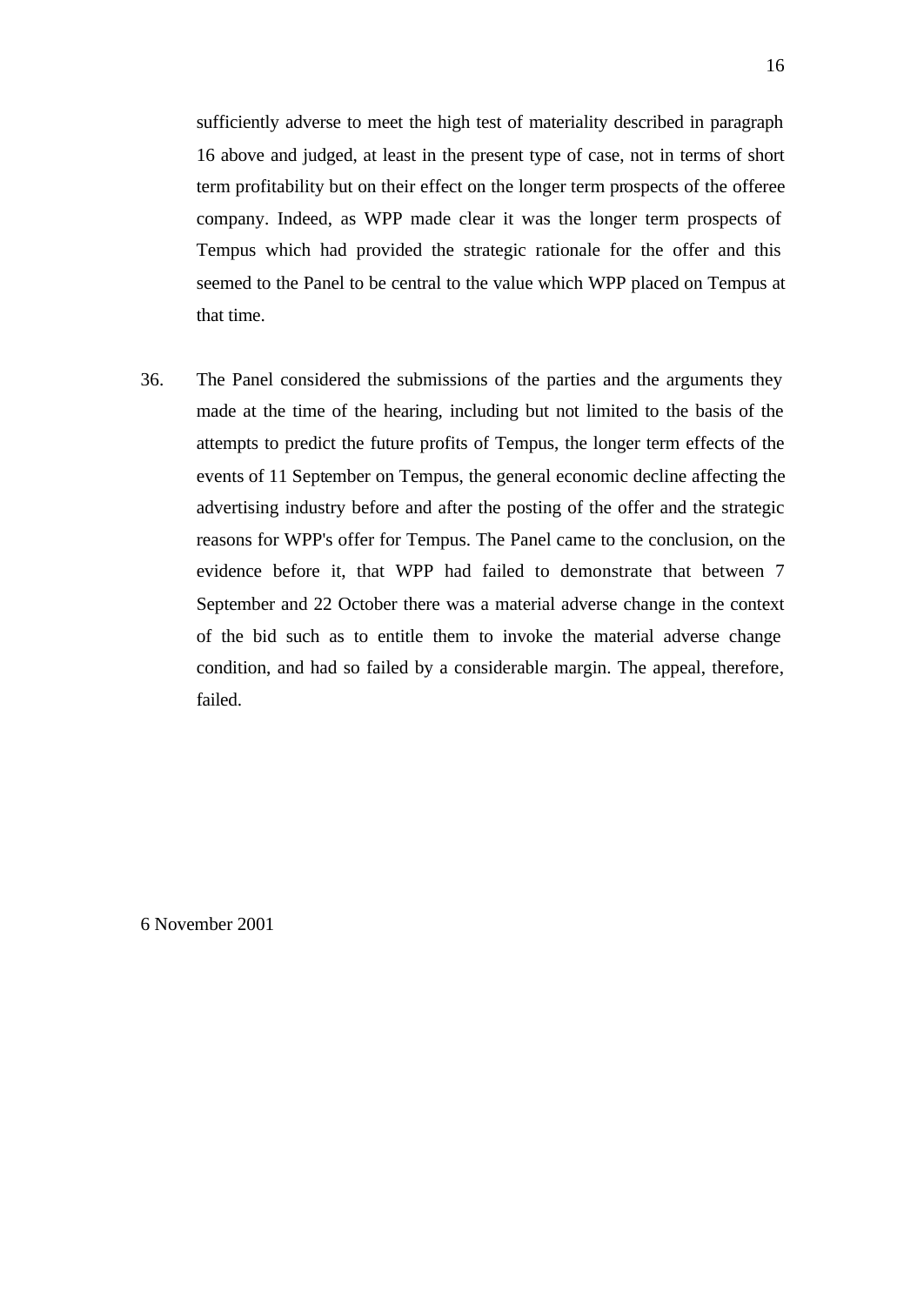sufficiently adverse to meet the high test of materiality described in paragraph 16 above and judged, at least in the present type of case, not in terms of short term profitability but on their effect on the longer term prospects of the offeree company. Indeed, as WPP made clear it was the longer term prospects of Tempus which had provided the strategic rationale for the offer and this seemed to the Panel to be central to the value which WPP placed on Tempus at that time.

36. The Panel considered the submissions of the parties and the arguments they made at the time of the hearing, including but not limited to the basis of the attempts to predict the future profits of Tempus, the longer term effects of the events of 11 September on Tempus, the general economic decline affecting the advertising industry before and after the posting of the offer and the strategic reasons for WPP's offer for Tempus. The Panel came to the conclusion, on the evidence before it, that WPP had failed to demonstrate that between 7 September and 22 October there was a material adverse change in the context of the bid such as to entitle them to invoke the material adverse change condition, and had so failed by a considerable margin. The appeal, therefore, failed.

6 November 2001